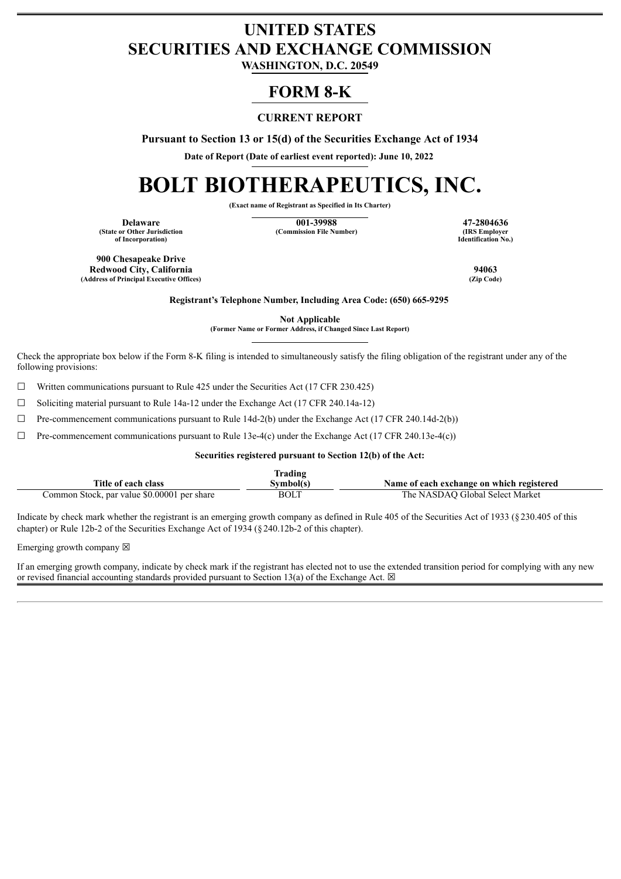# UNITED STATES
# SECURITIES AND EXCHANGE COMMISSION

**WASHINGTON, D.C. 20549**

# FORM 8-K

**CURRENT REPORT**

**Pursuant to Section 13 or 15(d) of the Securities Exchange Act of 1934**

**Date of Report (Date of earliest event reported): June 10, 2022**

# BOLT BIOTHERAPEUTICS, INC.

**(Exact name of Registrant as Specified in Its Charter)**

| **Delaware** | **001-39988** | **47-2804636** |
|---|---|---|
| **(State or Other Jurisdiction of Incorporation)** | **(Commission File Number)** | **(IRS Employer Identification No.)** |

| **900 Chesapeake Drive Redwood City, California** | **94063** |
|---|---|
| **(Address of Principal Executive Offices)** | **(Zip Code)** |

**Registrant's Telephone Number, Including Area Code: (650) 665-9295**

**Not Applicable**
**(Former Name or Former Address, if Changed Since Last Report)**

Check the appropriate box below if the Form 8-K filing is intended to simultaneously satisfy the filing obligation of the registrant under any of the following provisions:

☐ Written communications pursuant to Rule 425 under the Securities Act (17 CFR 230.425)

☐ Soliciting material pursuant to Rule 14a-12 under the Exchange Act (17 CFR 240.14a-12)

☐ Pre-commencement communications pursuant to Rule 14d-2(b) under the Exchange Act (17 CFR 240.14d-2(b))

☐ Pre-commencement communications pursuant to Rule 13e-4(c) under the Exchange Act (17 CFR 240.13e-4(c))

**Securities registered pursuant to Section 12(b) of the Act:**

| Title of each class | Trading Symbol(s) | Name of each exchange on which registered |
|---|---|---|
| Common Stock, par value $0.00001 per share | BOLT | The NASDAQ Global Select Market |

Indicate by check mark whether the registrant is an emerging growth company as defined in Rule 405 of the Securities Act of 1933 (§230.405 of this chapter) or Rule 12b-2 of the Securities Exchange Act of 1934 (§240.12b-2 of this chapter).

Emerging growth company ☒

If an emerging growth company, indicate by check mark if the registrant has elected not to use the extended transition period for complying with any new or revised financial accounting standards provided pursuant to Section 13(a) of the Exchange Act. ☒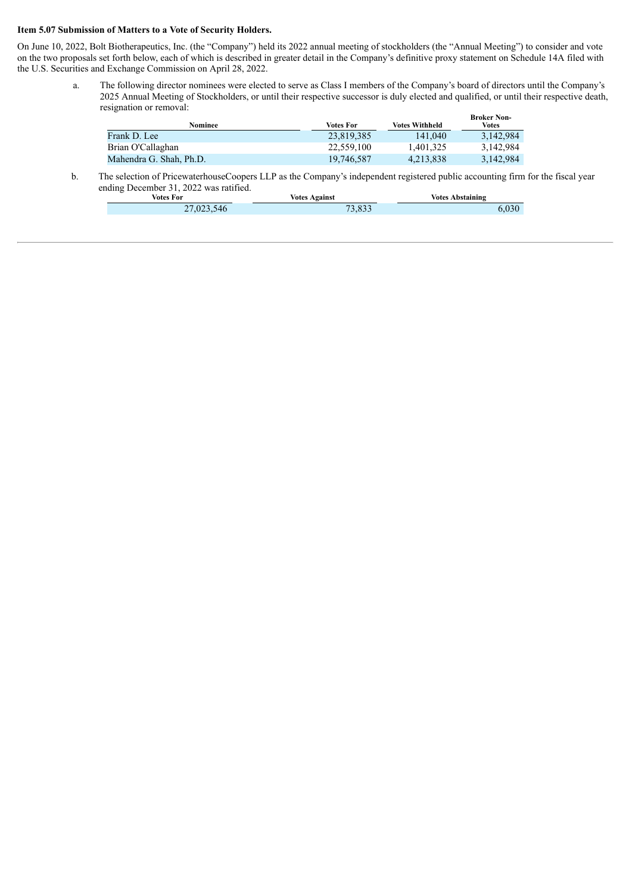**Item 5.07 Submission of Matters to a Vote of Security Holders.**

On June 10, 2022, Bolt Biotherapeutics, Inc. (the "Company") held its 2022 annual meeting of stockholders (the "Annual Meeting") to consider and vote on the two proposals set forth below, each of which is described in greater detail in the Company's definitive proxy statement on Schedule 14A filed with the U.S. Securities and Exchange Commission on April 28, 2022.

a. The following director nominees were elected to serve as Class I members of the Company's board of directors until the Company's 2025 Annual Meeting of Stockholders, or until their respective successor is duly elected and qualified, or until their respective death, resignation or removal:

| Nominee | Votes For | Votes Withheld | Broker Non-Votes |
|---|---|---|---|
| Frank D. Lee | 23,819,385 | 141,040 | 3,142,984 |
| Brian O'Callaghan | 22,559,100 | 1,401,325 | 3,142,984 |
| Mahendra G. Shah, Ph.D. | 19,746,587 | 4,213,838 | 3,142,984 |

b. The selection of PricewaterhouseCoopers LLP as the Company's independent registered public accounting firm for the fiscal year ending December 31, 2022 was ratified.

| Votes For | Votes Against | Votes Abstaining |
|---|---|---|
| 27,023,546 | 73,833 | 6,030 |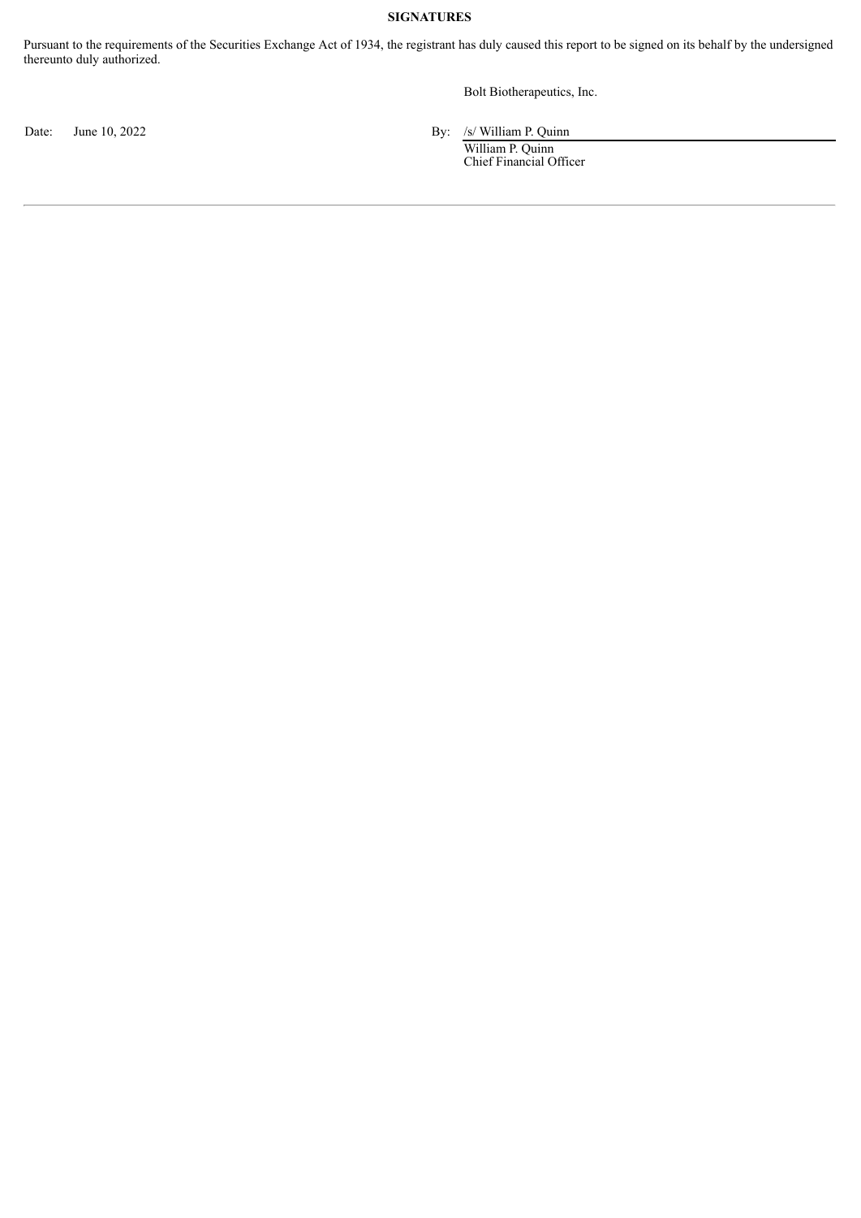**SIGNATURES**

Pursuant to the requirements of the Securities Exchange Act of 1934, the registrant has duly caused this report to be signed on its behalf by the undersigned thereunto duly authorized.

Bolt Biotherapeutics, Inc.

Date: June 10, 2022

By: /s/ William P. Quinn
William P. Quinn
Chief Financial Officer